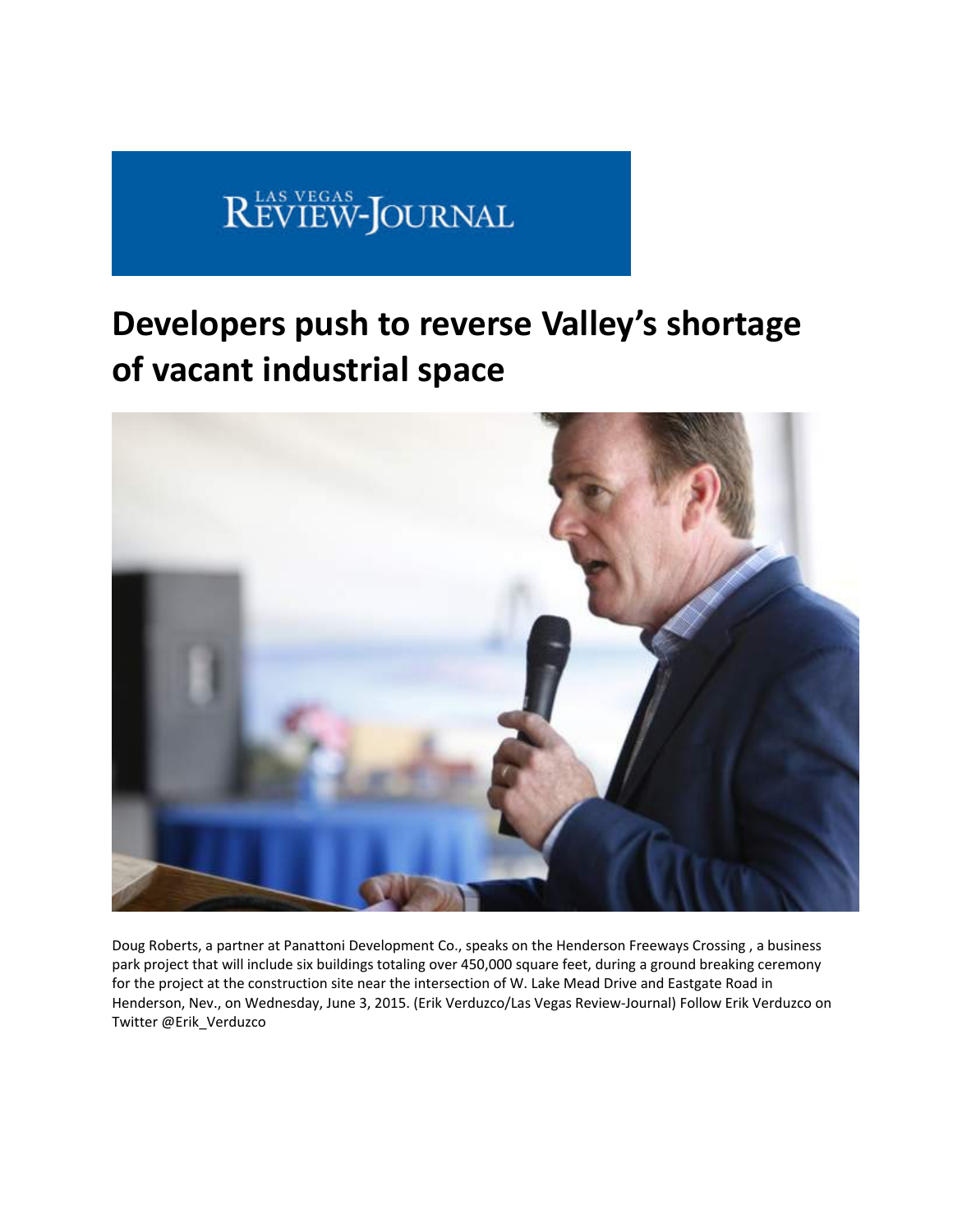LAS VEGAS REVIEW-JOURNAL

# Developers push to reverse Valley's shortage of vacant industrial space

Doug Roberts, a partner at Panattoni Development Co., speaks on the Henderson Freeways Crossing , a business park project that will include six buildings totaling over 450,000 square feet, during a ground breaking ceremony for the project at the construction site near the intersection of W. Lake Mead Drive and Eastgate Road in Henderson, Nev., on Wednesday, June 3, 2015. (Erik Verduzco/Las Vegas Review-Journal) Follow Erik Verduzco on Twitter @Erik_Verduzco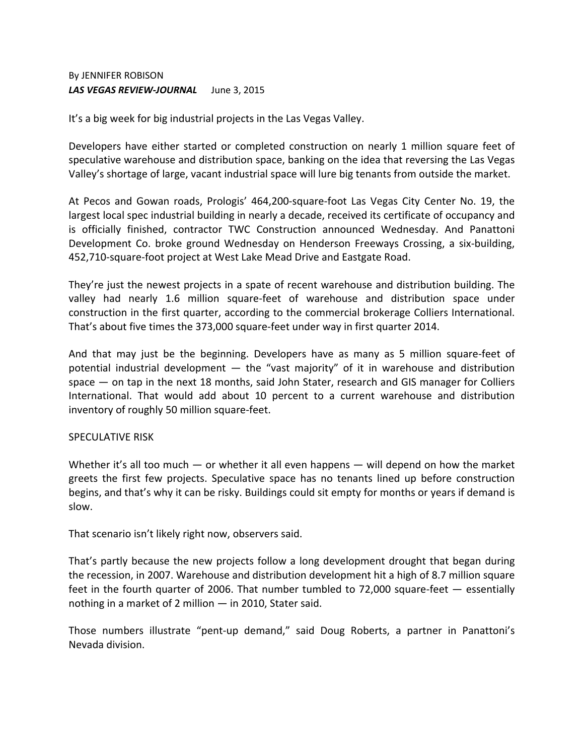By JENNIFER ROBISON
***LAS VEGAS REVIEW-JOURNAL*** June 3, 2015

It's a big week for big industrial projects in the Las Vegas Valley.

Developers have either started or completed construction on nearly 1 million square feet of speculative warehouse and distribution space, banking on the idea that reversing the Las Vegas Valley's shortage of large, vacant industrial space will lure big tenants from outside the market.

At Pecos and Gowan roads, Prologis' 464,200-square-foot Las Vegas City Center No. 19, the largest local spec industrial building in nearly a decade, received its certificate of occupancy and is officially finished, contractor TWC Construction announced Wednesday. And Panattoni Development Co. broke ground Wednesday on Henderson Freeways Crossing, a six-building, 452,710-square-foot project at West Lake Mead Drive and Eastgate Road.

They're just the newest projects in a spate of recent warehouse and distribution building. The valley had nearly 1.6 million square-feet of warehouse and distribution space under construction in the first quarter, according to the commercial brokerage Colliers International. That's about five times the 373,000 square-feet under way in first quarter 2014.

And that may just be the beginning. Developers have as many as 5 million square-feet of potential industrial development — the "vast majority" of it in warehouse and distribution space — on tap in the next 18 months, said John Stater, research and GIS manager for Colliers International. That would add about 10 percent to a current warehouse and distribution inventory of roughly 50 million square-feet.

SPECULATIVE RISK

Whether it's all too much — or whether it all even happens — will depend on how the market greets the first few projects. Speculative space has no tenants lined up before construction begins, and that's why it can be risky. Buildings could sit empty for months or years if demand is slow.

That scenario isn't likely right now, observers said.

That's partly because the new projects follow a long development drought that began during the recession, in 2007. Warehouse and distribution development hit a high of 8.7 million square feet in the fourth quarter of 2006. That number tumbled to 72,000 square-feet — essentially nothing in a market of 2 million — in 2010, Stater said.

Those numbers illustrate "pent-up demand," said Doug Roberts, a partner in Panattoni's Nevada division.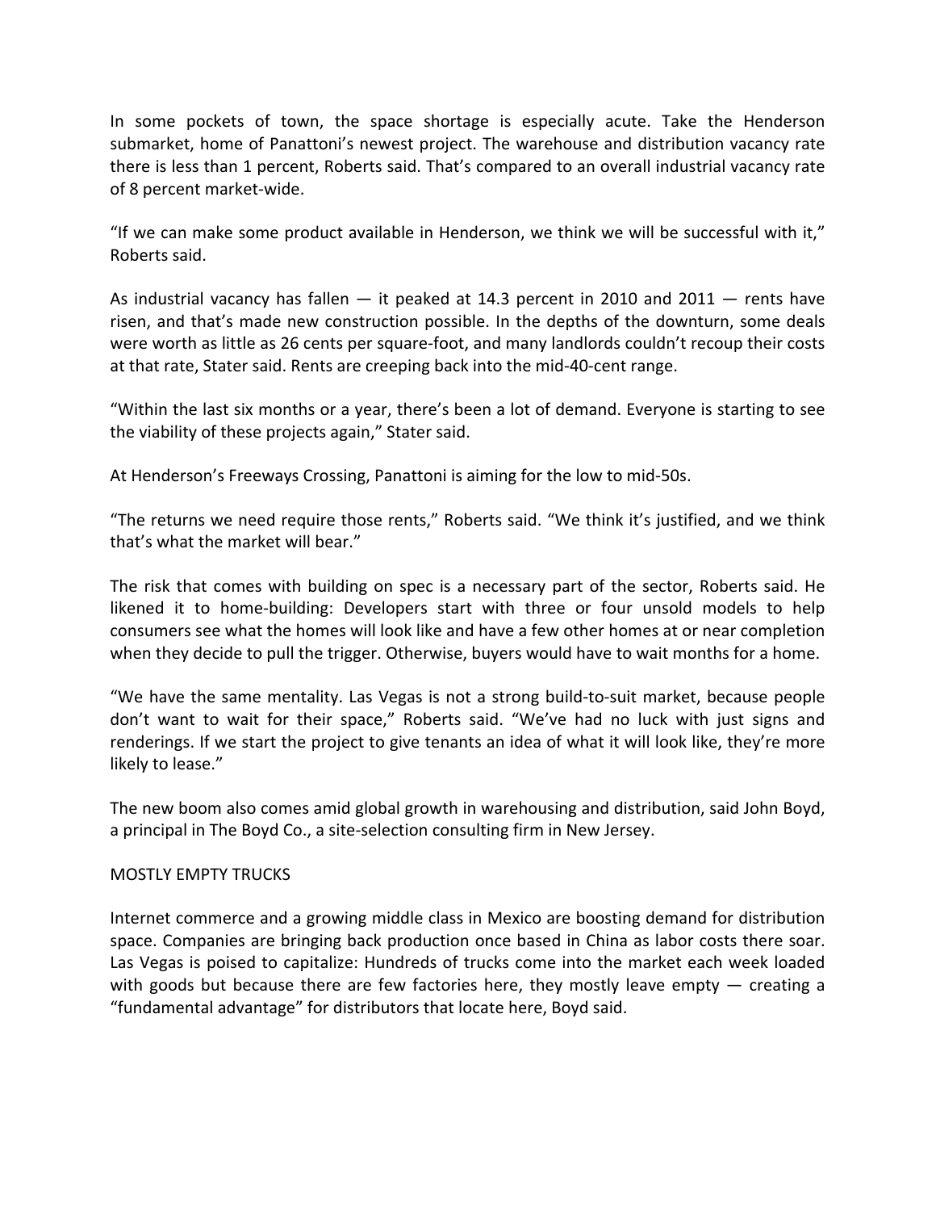In some pockets of town, the space shortage is especially acute. Take the Henderson submarket, home of Panattoni's newest project. The warehouse and distribution vacancy rate there is less than 1 percent, Roberts said. That's compared to an overall industrial vacancy rate of 8 percent market-wide.

"If we can make some product available in Henderson, we think we will be successful with it," Roberts said.

As industrial vacancy has fallen — it peaked at 14.3 percent in 2010 and 2011 — rents have risen, and that's made new construction possible. In the depths of the downturn, some deals were worth as little as 26 cents per square-foot, and many landlords couldn't recoup their costs at that rate, Stater said. Rents are creeping back into the mid-40-cent range.

"Within the last six months or a year, there's been a lot of demand. Everyone is starting to see the viability of these projects again," Stater said.

At Henderson's Freeways Crossing, Panattoni is aiming for the low to mid-50s.

"The returns we need require those rents," Roberts said. "We think it's justified, and we think that's what the market will bear."

The risk that comes with building on spec is a necessary part of the sector, Roberts said. He likened it to home-building: Developers start with three or four unsold models to help consumers see what the homes will look like and have a few other homes at or near completion when they decide to pull the trigger. Otherwise, buyers would have to wait months for a home.

"We have the same mentality. Las Vegas is not a strong build-to-suit market, because people don't want to wait for their space," Roberts said. "We've had no luck with just signs and renderings. If we start the project to give tenants an idea of what it will look like, they're more likely to lease."

The new boom also comes amid global growth in warehousing and distribution, said John Boyd, a principal in The Boyd Co., a site-selection consulting firm in New Jersey.

## MOSTLY EMPTY TRUCKS

Internet commerce and a growing middle class in Mexico are boosting demand for distribution space. Companies are bringing back production once based in China as labor costs there soar. Las Vegas is poised to capitalize: Hundreds of trucks come into the market each week loaded with goods but because there are few factories here, they mostly leave empty — creating a "fundamental advantage" for distributors that locate here, Boyd said.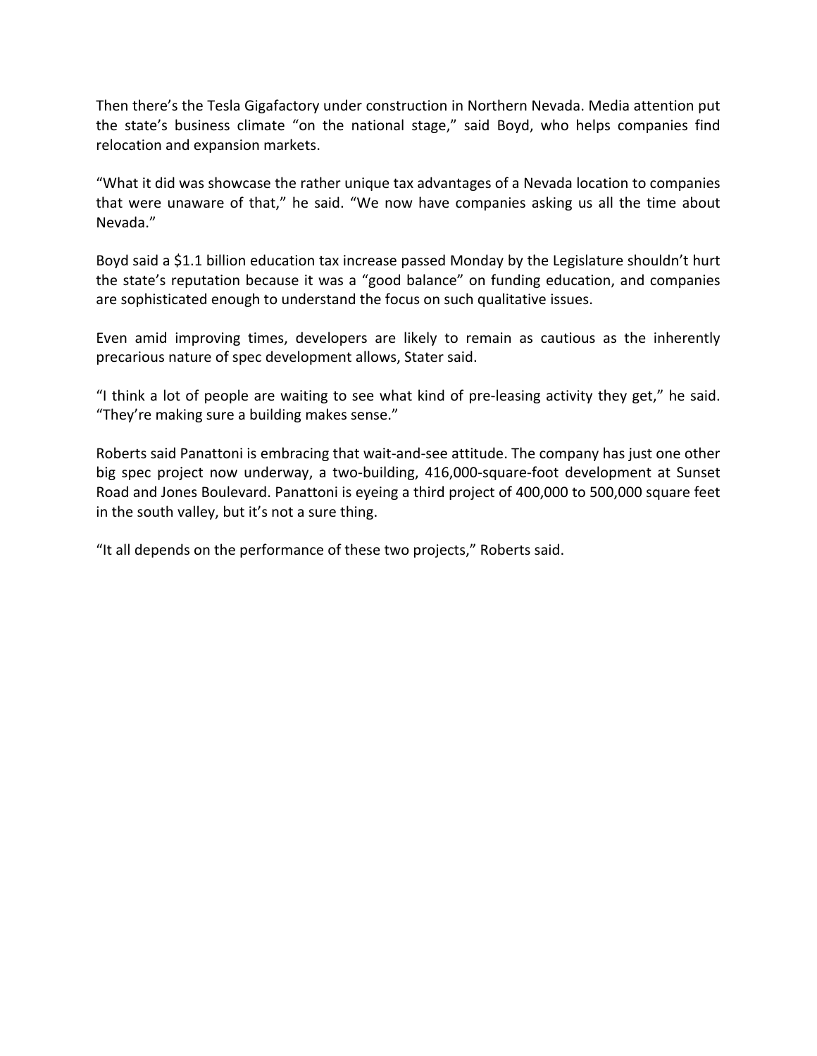Then there’s the Tesla Gigafactory under construction in Northern Nevada. Media attention put the state’s business climate “on the national stage,” said Boyd, who helps companies find relocation and expansion markets.

“What it did was showcase the rather unique tax advantages of a Nevada location to companies that were unaware of that,” he said. “We now have companies asking us all the time about Nevada.”

Boyd said a $1.1 billion education tax increase passed Monday by the Legislature shouldn’t hurt the state’s reputation because it was a “good balance” on funding education, and companies are sophisticated enough to understand the focus on such qualitative issues.

Even amid improving times, developers are likely to remain as cautious as the inherently precarious nature of spec development allows, Stater said.

“I think a lot of people are waiting to see what kind of pre-leasing activity they get,” he said. “They’re making sure a building makes sense.”

Roberts said Panattoni is embracing that wait-and-see attitude. The company has just one other big spec project now underway, a two-building, 416,000-square-foot development at Sunset Road and Jones Boulevard. Panattoni is eyeing a third project of 400,000 to 500,000 square feet in the south valley, but it’s not a sure thing.

“It all depends on the performance of these two projects,” Roberts said.